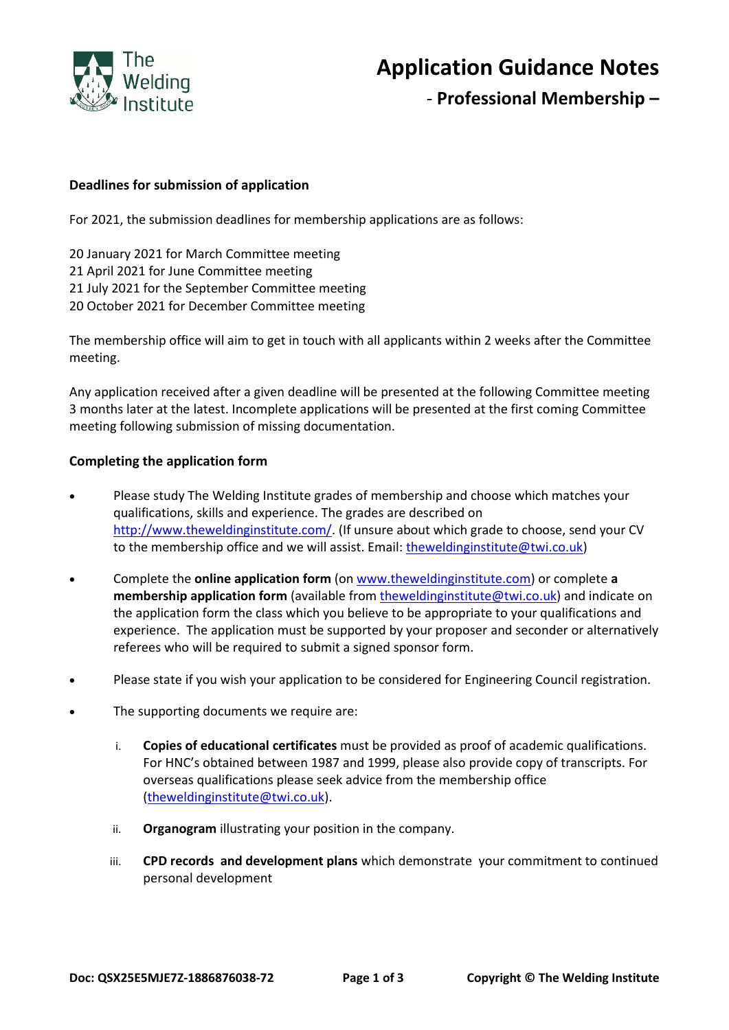# Application Guidance Notes

## - Professional Membership –

### Deadlines for submission of application

For 2021, the submission deadlines for membership applications are as follows:

20 January 2021 for March Committee meeting
21 April 2021 for June Committee meeting
21 July 2021 for the September Committee meeting
20 October 2021 for December Committee meeting

The membership office will aim to get in touch with all applicants within 2 weeks after the Committee meeting.

Any application received after a given deadline will be presented at the following Committee meeting 3 months later at the latest. Incomplete applications will be presented at the first coming Committee meeting following submission of missing documentation.

### Completing the application form

- Please study The Welding Institute grades of membership and choose which matches your qualifications, skills and experience. The grades are described on http://www.theweldinginstitute.com/. (If unsure about which grade to choose, send your CV to the membership office and we will assist. Email: theweldinginstitute@twi.co.uk)

- Complete the **online application form** (on www.theweldinginstitute.com) or complete **a membership application form** (available from theweldinginstitute@twi.co.uk) and indicate on the application form the class which you believe to be appropriate to your qualifications and experience. The application must be supported by your proposer and seconder or alternatively referees who will be required to submit a signed sponsor form.

- Please state if you wish your application to be considered for Engineering Council registration.

- The supporting documents we require are:

    i. **Copies of educational certificates** must be provided as proof of academic qualifications. For HNC's obtained between 1987 and 1999, please also provide copy of transcripts. For overseas qualifications please seek advice from the membership office (theweldinginstitute@twi.co.uk).

    ii. **Organogram** illustrating your position in the company.

    iii. **CPD records and development plans** which demonstrate your commitment to continued personal development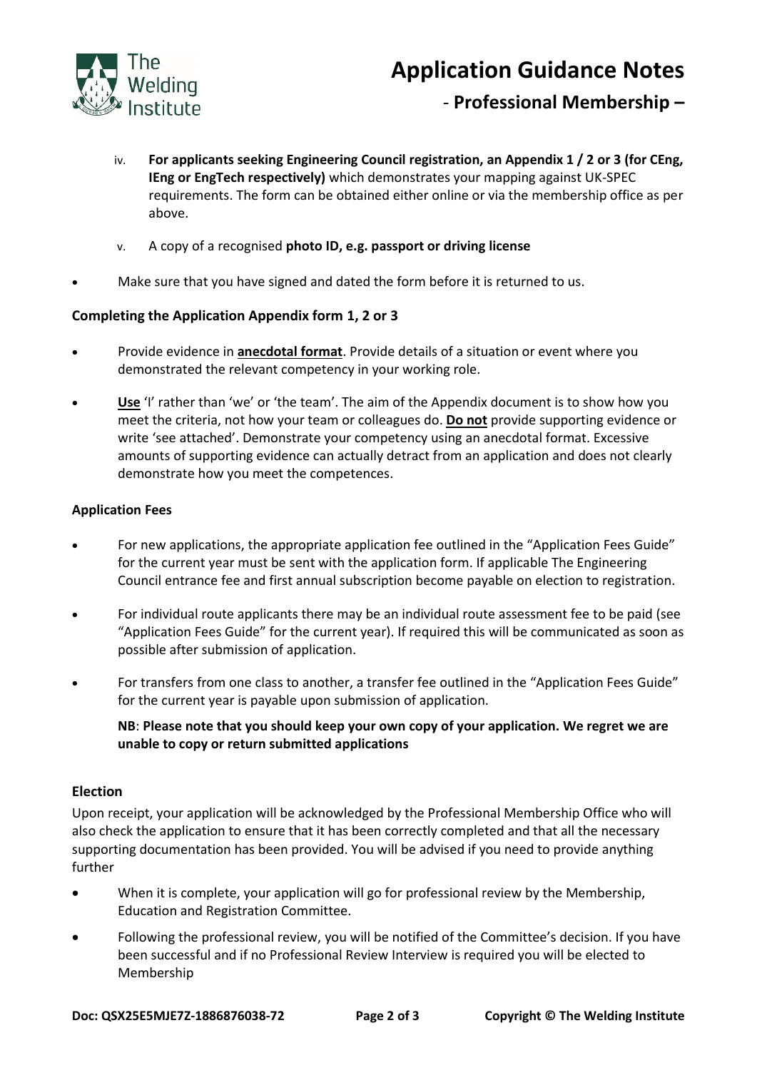iv. **For applicants seeking Engineering Council registration, an Appendix 1 / 2 or 3 (for CEng, IEng or EngTech respectively)** which demonstrates your mapping against UK-SPEC requirements. The form can be obtained either online or via the membership office as per above.

v. A copy of a recognised **photo ID, e.g. passport or driving license**

- Make sure that you have signed and dated the form before it is returned to us.

### Completing the Application Appendix form 1, 2 or 3

- Provide evidence in **anecdotal format**. Provide details of a situation or event where you demonstrated the relevant competency in your working role.
- **Use** 'I' rather than 'we' or 'the team'. The aim of the Appendix document is to show how you meet the criteria, not how your team or colleagues do. **Do not** provide supporting evidence or write 'see attached'. Demonstrate your competency using an anecdotal format. Excessive amounts of supporting evidence can actually detract from an application and does not clearly demonstrate how you meet the competences.

### Application Fees

- For new applications, the appropriate application fee outlined in the "Application Fees Guide" for the current year must be sent with the application form. If applicable The Engineering Council entrance fee and first annual subscription become payable on election to registration.
- For individual route applicants there may be an individual route assessment fee to be paid (see "Application Fees Guide" for the current year). If required this will be communicated as soon as possible after submission of application.
- For transfers from one class to another, a transfer fee outlined in the "Application Fees Guide" for the current year is payable upon submission of application.

  **NB**: **Please note that you should keep your own copy of your application. We regret we are unable to copy or return submitted applications**

### Election

Upon receipt, your application will be acknowledged by the Professional Membership Office who will also check the application to ensure that it has been correctly completed and that all the necessary supporting documentation has been provided. You will be advised if you need to provide anything further

- When it is complete, your application will go for professional review by the Membership, Education and Registration Committee.
- Following the professional review, you will be notified of the Committee's decision. If you have been successful and if no Professional Review Interview is required you will be elected to Membership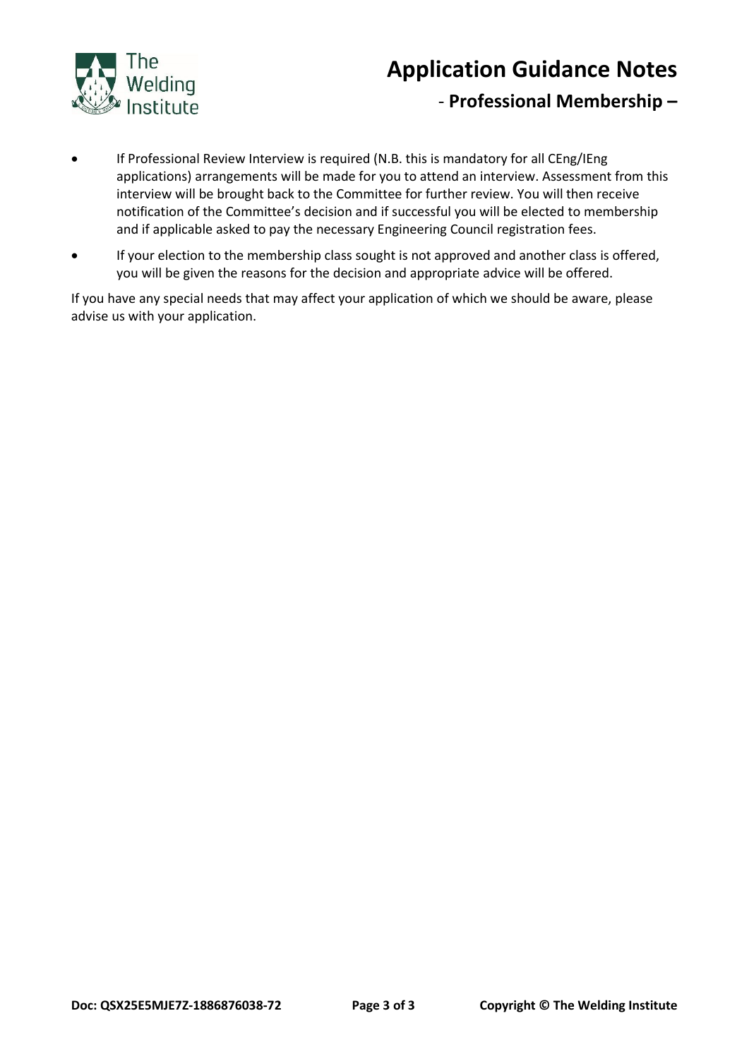- If Professional Review Interview is required (N.B. this is mandatory for all CEng/IEng applications) arrangements will be made for you to attend an interview. Assessment from this interview will be brought back to the Committee for further review. You will then receive notification of the Committee's decision and if successful you will be elected to membership and if applicable asked to pay the necessary Engineering Council registration fees.
- If your election to the membership class sought is not approved and another class is offered, you will be given the reasons for the decision and appropriate advice will be offered.

If you have any special needs that may affect your application of which we should be aware, please advise us with your application.